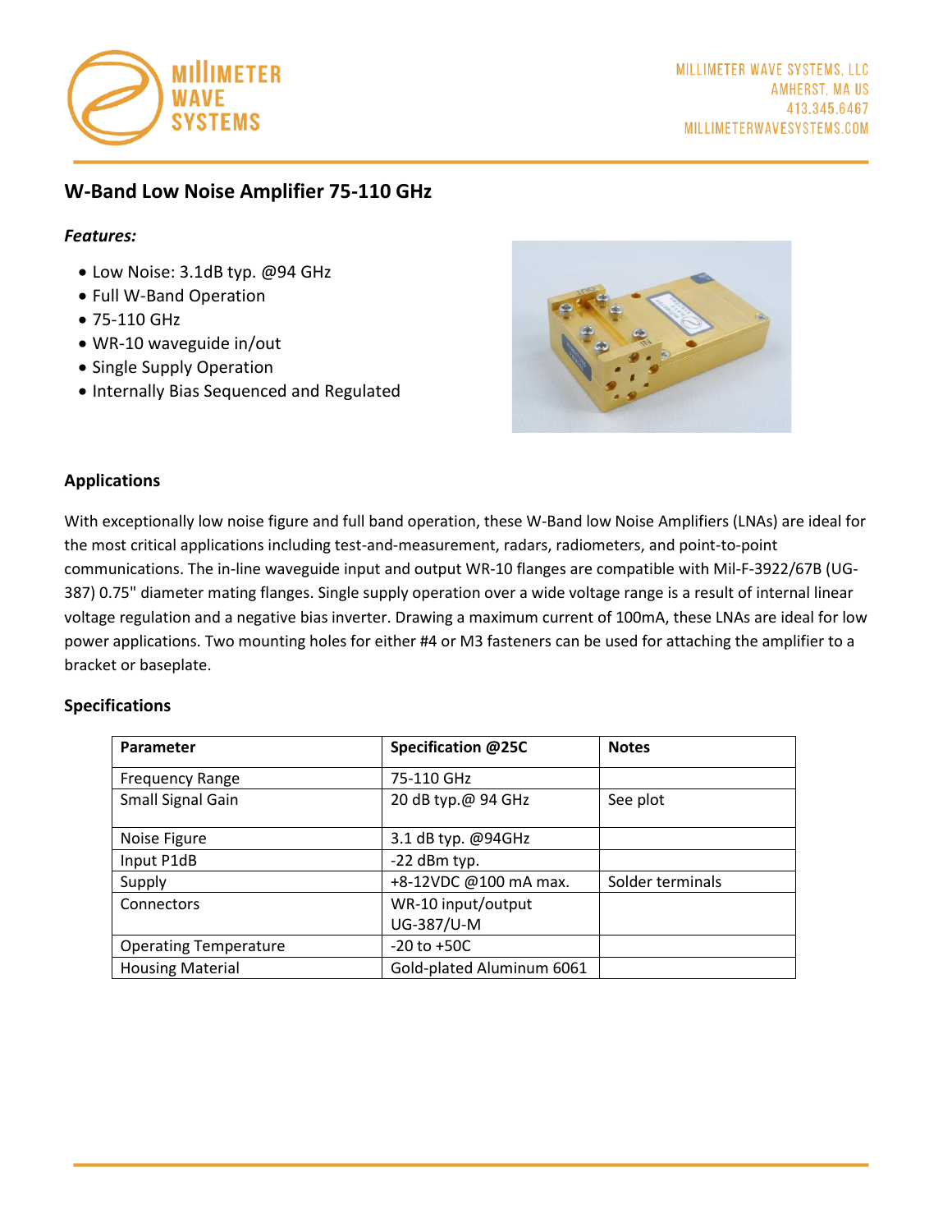MILLIMETER WAVE SYSTEMS, LLC
AMHERST, MA US
413.345.6467
MILLIMETERWAVESYSTEMS.COM

# W-Band Low Noise Amplifier 75-110 GHz

***Features:***

- Low Noise: 3.1dB typ. @94 GHz
- Full W-Band Operation
- 75-110 GHz
- WR-10 waveguide in/out
- Single Supply Operation
- Internally Bias Sequenced and Regulated

## Applications

With exceptionally low noise figure and full band operation, these W-Band low Noise Amplifiers (LNAs) are ideal for the most critical applications including test-and-measurement, radars, radiometers, and point-to-point communications. The in-line waveguide input and output WR-10 flanges are compatible with Mil-F-3922/67B (UG-387) 0.75" diameter mating flanges. Single supply operation over a wide voltage range is a result of internal linear voltage regulation and a negative bias inverter. Drawing a maximum current of 100mA, these LNAs are ideal for low power applications. Two mounting holes for either #4 or M3 fasteners can be used for attaching the amplifier to a bracket or baseplate.

## Specifications

| Parameter | Specification @25C | Notes |
|---|---|---|
| Frequency Range | 75-110 GHz | |
| Small Signal Gain | 20 dB typ.@ 94 GHz | See plot |
| Noise Figure | 3.1 dB typ. @94GHz | |
| Input P1dB | -22 dBm typ. | |
| Supply | +8-12VDC @100 mA max. | Solder terminals |
| Connectors | WR-10 input/output UG-387/U-M | |
| Operating Temperature | -20 to +50C | |
| Housing Material | Gold-plated Aluminum 6061 | |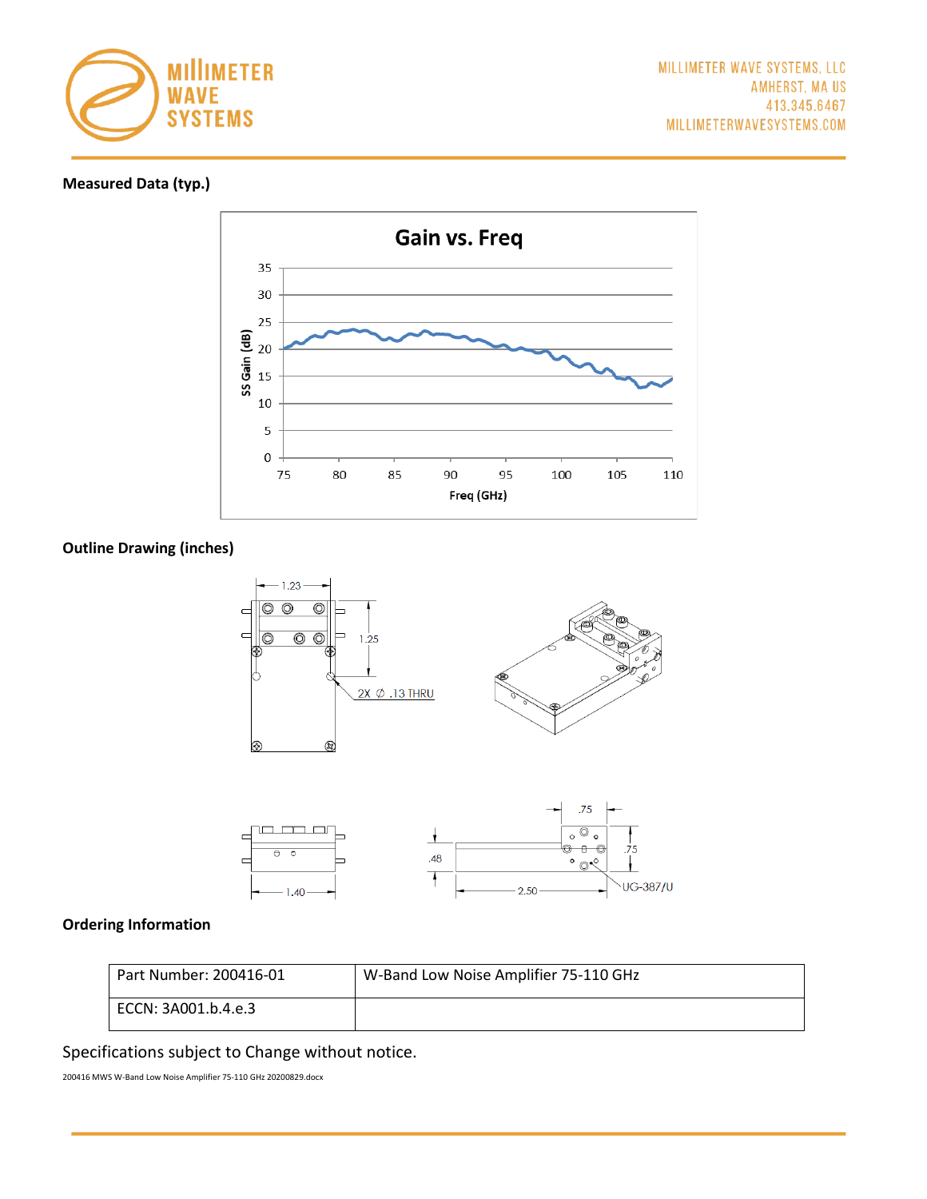## Measured Data (typ.)

Gain vs. Freq

SS Gain (dB)

35
30
25
20
15
10
5
0

75 80 85 90 95 100 105 110

Freq (GHz)

## Outline Drawing (inches)

1.23
1.25
2X ⌀ .13 THRU
.75
.75
.48
1.40
2.50
UG-387/U

## Ordering Information

| | |
|---|---|
| Part Number: 200416-01 | W-Band Low Noise Amplifier 75-110 GHz |
| ECCN: 3A001.b.4.e.3 | |

Specifications subject to Change without notice.

200416 MWS W-Band Low Noise Amplifier 75-110 GHz 20200829.docx